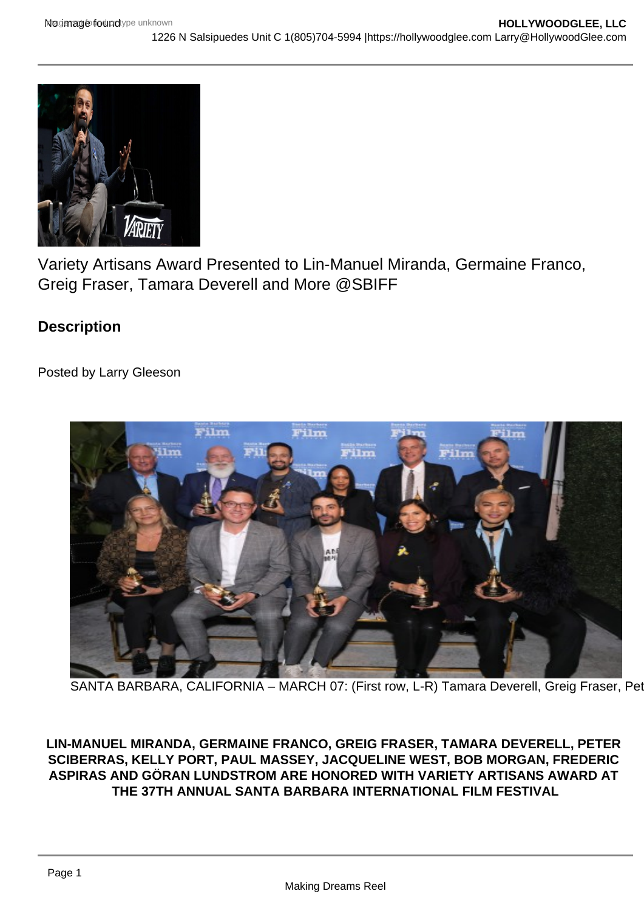Variety Artisans Award Presented to Lin-Manuel Miranda, Germaine Franco, Greig Fraser, Tamara Deverell and More @SBIFF

## Description

Posted by Larry Gleeson

SANTA BARBARA, CALIFORNIA – MARCH 07: (First row, L-R) Tamara Deverell, Greig Fraser, Pet

**LIN-MANUEL MIRANDA, GERMAINE FRANCO, GREIG FRASER, TAMARA DEVERELL, PETER SCIBERRAS, KELLY PORT, PAUL MASSEY, JACQUELINE WEST, BOB MORGAN, FREDERIC ASPIRAS AND GÖRAN LUNDSTROM ARE HONORED WITH VARIETY ARTISANS AWARD AT THE 37TH ANNUAL SANTA BARBARA INTERNATIONAL FILM FESTIVAL**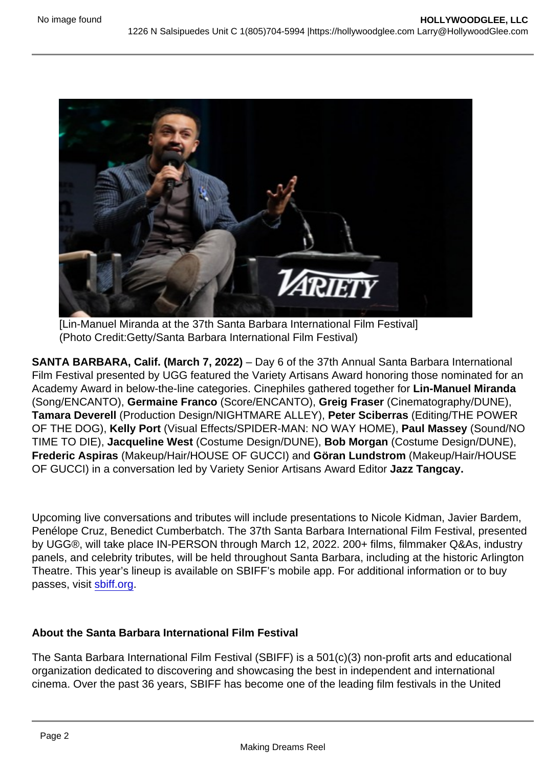[Lin-Manuel Miranda at the 37th Santa Barbara International Film Festival]
(Photo Credit:Getty/Santa Barbara International Film Festival)

**SANTA BARBARA, Calif. (March 7, 2022)** – Day 6 of the 37th Annual Santa Barbara International Film Festival presented by UGG featured the Variety Artisans Award honoring those nominated for an Academy Award in below-the-line categories. Cinephiles gathered together for **Lin-Manuel Miranda** (Song/ENCANTO), **Germaine Franco** (Score/ENCANTO), **Greig Fraser** (Cinematography/DUNE), **Tamara Deverell** (Production Design/NIGHTMARE ALLEY), **Peter Sciberras** (Editing/THE POWER OF THE DOG), **Kelly Port** (Visual Effects/SPIDER-MAN: NO WAY HOME), **Paul Massey** (Sound/NO TIME TO DIE), **Jacqueline West** (Costume Design/DUNE), **Bob Morgan** (Costume Design/DUNE), **Frederic Aspiras** (Makeup/Hair/HOUSE OF GUCCI) and **Göran Lundstrom** (Makeup/Hair/HOUSE OF GUCCI) in a conversation led by Variety Senior Artisans Award Editor **Jazz Tangcay.**

Upcoming live conversations and tributes will include presentations to Nicole Kidman, Javier Bardem, Penélope Cruz, Benedict Cumberbatch. The 37th Santa Barbara International Film Festival, presented by UGG®, will take place IN-PERSON through March 12, 2022. 200+ films, filmmaker Q&As, industry panels, and celebrity tributes, will be held throughout Santa Barbara, including at the historic Arlington Theatre. This year's lineup is available on SBIFF's mobile app. For additional information or to buy passes, visit sbiff.org.

**About the Santa Barbara International Film Festival**

The Santa Barbara International Film Festival (SBIFF) is a 501(c)(3) non-profit arts and educational organization dedicated to discovering and showcasing the best in independent and international cinema. Over the past 36 years, SBIFF has become one of the leading film festivals in the United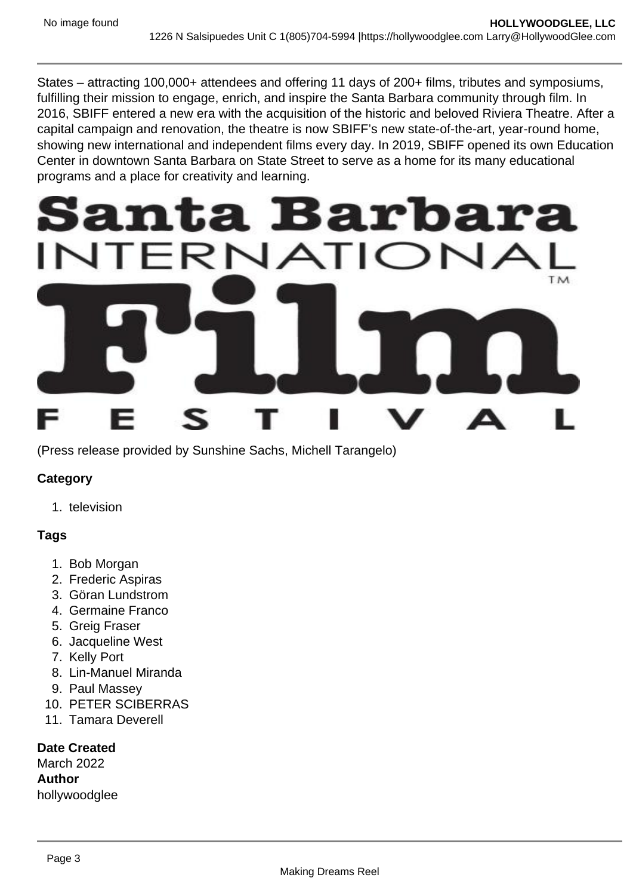States – attracting 100,000+ attendees and offering 11 days of 200+ films, tributes and symposiums, fulfilling their mission to engage, enrich, and inspire the Santa Barbara community through film. In 2016, SBIFF entered a new era with the acquisition of the historic and beloved Riviera Theatre. After a capital campaign and renovation, the theatre is now SBIFF's new state-of-the-art, year-round home, showing new international and independent films every day. In 2019, SBIFF opened its own Education Center in downtown Santa Barbara on State Street to serve as a home for its many educational programs and a place for creativity and learning.

Santa Barbara INTERNATIONAL Film FESTIVAL

(Press release provided by Sunshine Sachs, Michell Tarangelo)

**Category**

1. television

**Tags**

1. Bob Morgan
2. Frederic Aspiras
3. Göran Lundstrom
4. Germaine Franco
5. Greig Fraser
6. Jacqueline West
7. Kelly Port
8. Lin-Manuel Miranda
9. Paul Massey
10. PETER SCIBERRAS
11. Tamara Deverell

**Date Created**
March 2022
**Author**
hollywoodglee